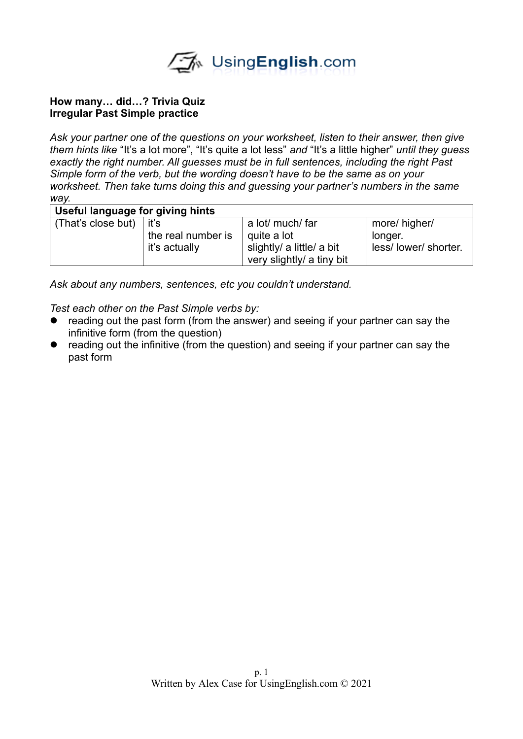**How many… did…? Trivia Quiz**
**Irregular Past Simple practice**

*Ask your partner one of the questions on your worksheet, listen to their answer, then give them hints like* "It's a lot more", "It's quite a lot less" *and* "It's a little higher" *until they guess exactly the right number. All guesses must be in full sentences, including the right Past Simple form of the verb, but the wording doesn't have to be the same as on your worksheet. Then take turns doing this and guessing your partner's numbers in the same way.*

| **Useful language for giving hints** | | | |
|---|---|---|---|
| (That's close but) | it's<br>the real number is<br>it's actually | a lot/ much/ far<br>quite a lot<br>slightly/ a little/ a bit<br>very slightly/ a tiny bit | more/ higher/ longer.<br>less/ lower/ shorter. |

*Ask about any numbers, sentences, etc you couldn't understand.*

*Test each other on the Past Simple verbs by:*

- reading out the past form (from the answer) and seeing if your partner can say the infinitive form (from the question)
- reading out the infinitive (from the question) and seeing if your partner can say the past form

Written by Alex Case for UsingEnglish.com © 2021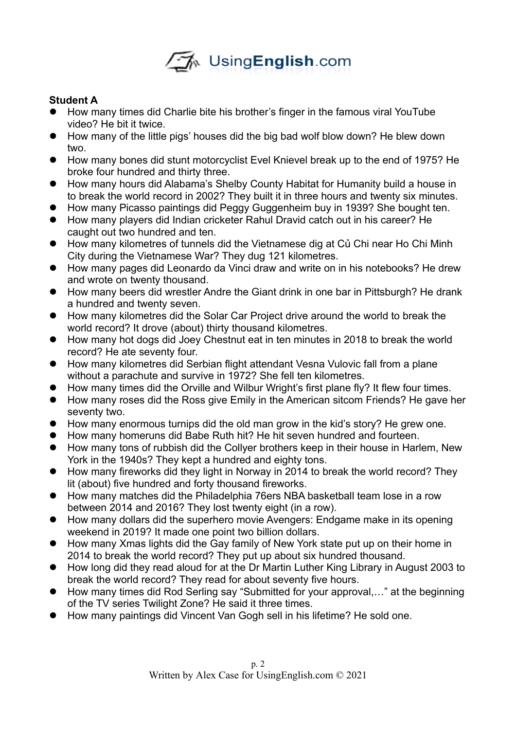**Student A**

- How many times did Charlie bite his brother's finger in the famous viral YouTube video? He bit it twice.
- How many of the little pigs' houses did the big bad wolf blow down? He blew down two.
- How many bones did stunt motorcyclist Evel Knievel break up to the end of 1975? He broke four hundred and thirty three.
- How many hours did Alabama's Shelby County Habitat for Humanity build a house in to break the world record in 2002? They built it in three hours and twenty six minutes.
- How many Picasso paintings did Peggy Guggenheim buy in 1939? She bought ten.
- How many players did Indian cricketer Rahul Dravid catch out in his career? He caught out two hundred and ten.
- How many kilometres of tunnels did the Vietnamese dig at Củ Chi near Ho Chi Minh City during the Vietnamese War? They dug 121 kilometres.
- How many pages did Leonardo da Vinci draw and write on in his notebooks? He drew and wrote on twenty thousand.
- How many beers did wrestler Andre the Giant drink in one bar in Pittsburgh? He drank a hundred and twenty seven.
- How many kilometres did the Solar Car Project drive around the world to break the world record? It drove (about) thirty thousand kilometres.
- How many hot dogs did Joey Chestnut eat in ten minutes in 2018 to break the world record? He ate seventy four.
- How many kilometres did Serbian flight attendant Vesna Vulovic fall from a plane without a parachute and survive in 1972? She fell ten kilometres.
- How many times did the Orville and Wilbur Wright's first plane fly? It flew four times.
- How many roses did the Ross give Emily in the American sitcom Friends? He gave her seventy two.
- How many enormous turnips did the old man grow in the kid's story? He grew one.
- How many homeruns did Babe Ruth hit? He hit seven hundred and fourteen.
- How many tons of rubbish did the Collyer brothers keep in their house in Harlem, New York in the 1940s? They kept a hundred and eighty tons.
- How many fireworks did they light in Norway in 2014 to break the world record? They lit (about) five hundred and forty thousand fireworks.
- How many matches did the Philadelphia 76ers NBA basketball team lose in a row between 2014 and 2016? They lost twenty eight (in a row).
- How many dollars did the superhero movie Avengers: Endgame make in its opening weekend in 2019? It made one point two billion dollars.
- How many Xmas lights did the Gay family of New York state put up on their home in 2014 to break the world record? They put up about six hundred thousand.
- How long did they read aloud for at the Dr Martin Luther King Library in August 2003 to break the world record? They read for about seventy five hours.
- How many times did Rod Serling say "Submitted for your approval,…" at the beginning of the TV series Twilight Zone? He said it three times.
- How many paintings did Vincent Van Gogh sell in his lifetime? He sold one.

Written by Alex Case for UsingEnglish.com © 2021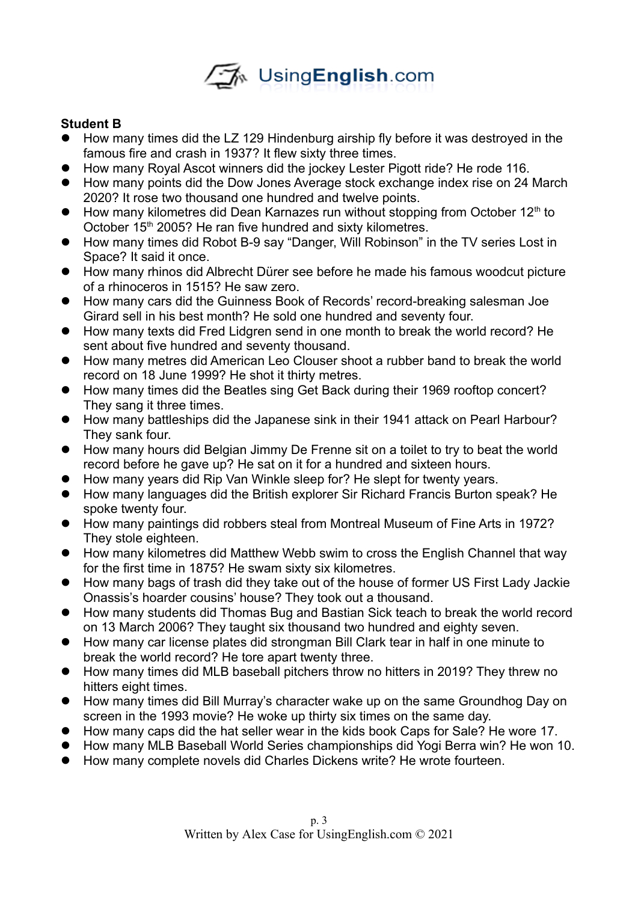**Student B**

- How many times did the LZ 129 Hindenburg airship fly before it was destroyed in the famous fire and crash in 1937? It flew sixty three times.
- How many Royal Ascot winners did the jockey Lester Pigott ride? He rode 116.
- How many points did the Dow Jones Average stock exchange index rise on 24 March 2020? It rose two thousand one hundred and twelve points.
- How many kilometres did Dean Karnazes run without stopping from October 12th to October 15th 2005? He ran five hundred and sixty kilometres.
- How many times did Robot B-9 say "Danger, Will Robinson" in the TV series Lost in Space? It said it once.
- How many rhinos did Albrecht Dürer see before he made his famous woodcut picture of a rhinoceros in 1515? He saw zero.
- How many cars did the Guinness Book of Records' record-breaking salesman Joe Girard sell in his best month? He sold one hundred and seventy four.
- How many texts did Fred Lidgren send in one month to break the world record? He sent about five hundred and seventy thousand.
- How many metres did American Leo Clouser shoot a rubber band to break the world record on 18 June 1999? He shot it thirty metres.
- How many times did the Beatles sing Get Back during their 1969 rooftop concert? They sang it three times.
- How many battleships did the Japanese sink in their 1941 attack on Pearl Harbour? They sank four.
- How many hours did Belgian Jimmy De Frenne sit on a toilet to try to beat the world record before he gave up? He sat on it for a hundred and sixteen hours.
- How many years did Rip Van Winkle sleep for? He slept for twenty years.
- How many languages did the British explorer Sir Richard Francis Burton speak? He spoke twenty four.
- How many paintings did robbers steal from Montreal Museum of Fine Arts in 1972? They stole eighteen.
- How many kilometres did Matthew Webb swim to cross the English Channel that way for the first time in 1875? He swam sixty six kilometres.
- How many bags of trash did they take out of the house of former US First Lady Jackie Onassis's hoarder cousins' house? They took out a thousand.
- How many students did Thomas Bug and Bastian Sick teach to break the world record on 13 March 2006? They taught six thousand two hundred and eighty seven.
- How many car license plates did strongman Bill Clark tear in half in one minute to break the world record? He tore apart twenty three.
- How many times did MLB baseball pitchers throw no hitters in 2019? They threw no hitters eight times.
- How many times did Bill Murray's character wake up on the same Groundhog Day on screen in the 1993 movie? He woke up thirty six times on the same day.
- How many caps did the hat seller wear in the kids book Caps for Sale? He wore 17.
- How many MLB Baseball World Series championships did Yogi Berra win? He won 10.
- How many complete novels did Charles Dickens write? He wrote fourteen.